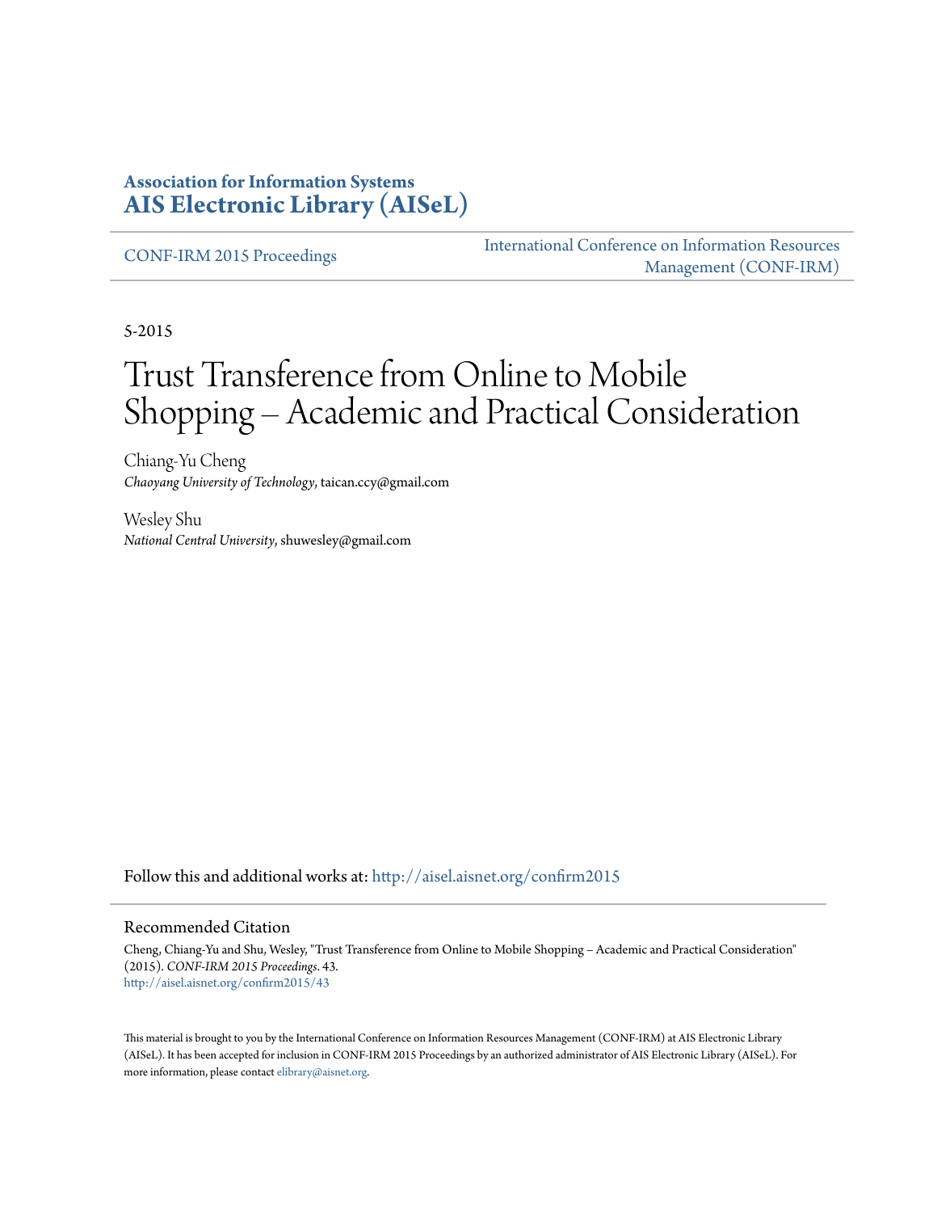**Association for Information Systems**
**AIS Electronic Library (AISeL)**

CONF-IRM 2015 Proceedings

International Conference on Information Resources Management (CONF-IRM)

5-2015

# Trust Transference from Online to Mobile Shopping – Academic and Practical Consideration

Chiang-Yu Cheng
*Chaoyang University of Technology*, taican.ccy@gmail.com

Wesley Shu
*National Central University*, shuwesley@gmail.com

Follow this and additional works at: http://aisel.aisnet.org/confirm2015

## Recommended Citation

Cheng, Chiang-Yu and Shu, Wesley, "Trust Transference from Online to Mobile Shopping – Academic and Practical Consideration" (2015). *CONF-IRM 2015 Proceedings*. 43.
http://aisel.aisnet.org/confirm2015/43

This material is brought to you by the International Conference on Information Resources Management (CONF-IRM) at AIS Electronic Library (AISeL). It has been accepted for inclusion in CONF-IRM 2015 Proceedings by an authorized administrator of AIS Electronic Library (AISeL). For more information, please contact elibrary@aisnet.org.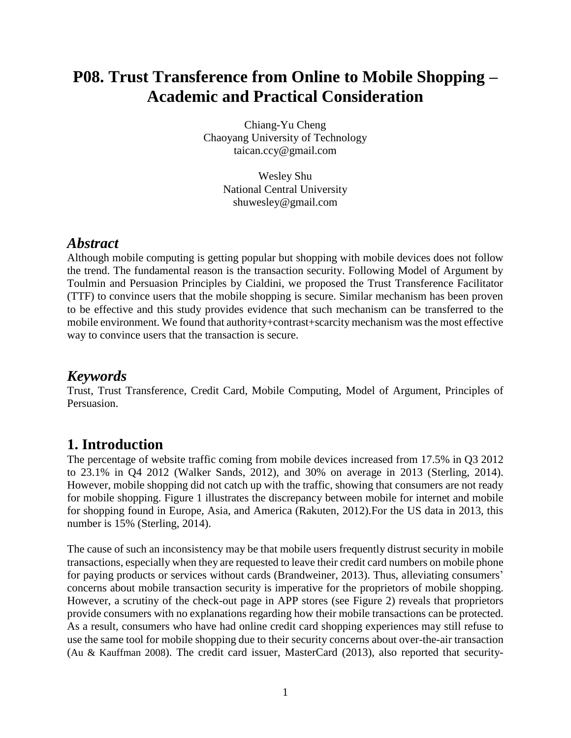# P08. Trust Transference from Online to Mobile Shopping – Academic and Practical Consideration

Chiang-Yu Cheng
Chaoyang University of Technology
taican.ccy@gmail.com

Wesley Shu
National Central University
shuwesley@gmail.com

## *Abstract*

Although mobile computing is getting popular but shopping with mobile devices does not follow the trend. The fundamental reason is the transaction security. Following Model of Argument by Toulmin and Persuasion Principles by Cialdini, we proposed the Trust Transference Facilitator (TTF) to convince users that the mobile shopping is secure. Similar mechanism has been proven to be effective and this study provides evidence that such mechanism can be transferred to the mobile environment. We found that authority+contrast+scarcity mechanism was the most effective way to convince users that the transaction is secure.

## *Keywords*

Trust, Trust Transference, Credit Card, Mobile Computing, Model of Argument, Principles of Persuasion.

## 1. Introduction

The percentage of website traffic coming from mobile devices increased from 17.5% in Q3 2012 to 23.1% in Q4 2012 (Walker Sands, 2012), and 30% on average in 2013 (Sterling, 2014). However, mobile shopping did not catch up with the traffic, showing that consumers are not ready for mobile shopping. Figure 1 illustrates the discrepancy between mobile for internet and mobile for shopping found in Europe, Asia, and America (Rakuten, 2012).For the US data in 2013, this number is 15% (Sterling, 2014).

The cause of such an inconsistency may be that mobile users frequently distrust security in mobile transactions, especially when they are requested to leave their credit card numbers on mobile phone for paying products or services without cards (Brandweiner, 2013). Thus, alleviating consumers' concerns about mobile transaction security is imperative for the proprietors of mobile shopping. However, a scrutiny of the check-out page in APP stores (see Figure 2) reveals that proprietors provide consumers with no explanations regarding how their mobile transactions can be protected. As a result, consumers who have had online credit card shopping experiences may still refuse to use the same tool for mobile shopping due to their security concerns about over-the-air transaction (Au & Kauffman 2008). The credit card issuer, MasterCard (2013), also reported that security-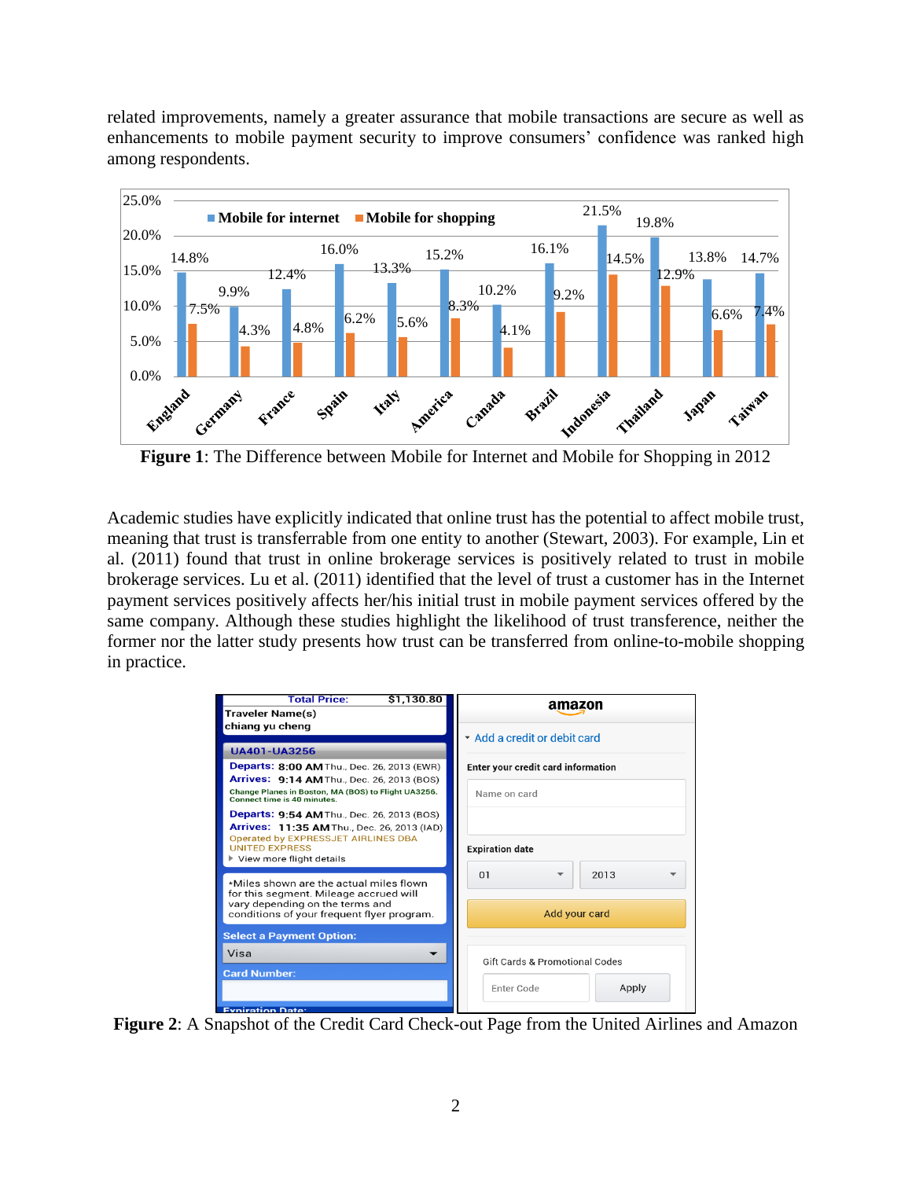related improvements, namely a greater assurance that mobile transactions are secure as well as enhancements to mobile payment security to improve consumers' confidence was ranked high among respondents.

**Figure 1**: The Difference between Mobile for Internet and Mobile for Shopping in 2012

Academic studies have explicitly indicated that online trust has the potential to affect mobile trust, meaning that trust is transferrable from one entity to another (Stewart, 2003). For example, Lin et al. (2011) found that trust in online brokerage services is positively related to trust in mobile brokerage services. Lu et al. (2011) identified that the level of trust a customer has in the Internet payment services positively affects her/his initial trust in mobile payment services offered by the same company. Although these studies highlight the likelihood of trust transference, neither the former nor the latter study presents how trust can be transferred from online-to-mobile shopping in practice.

**Figure 2**: A Snapshot of the Credit Card Check-out Page from the United Airlines and Amazon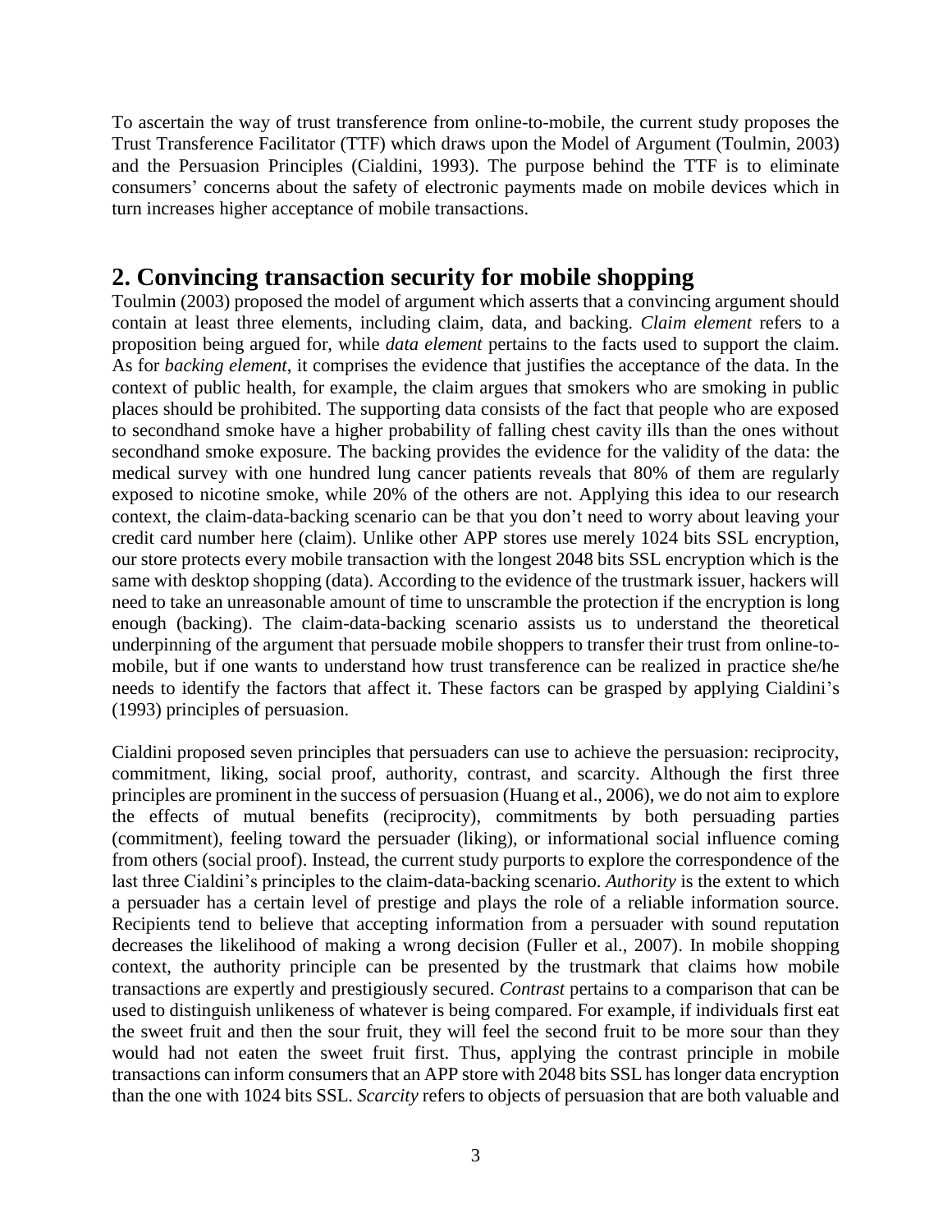To ascertain the way of trust transference from online-to-mobile, the current study proposes the Trust Transference Facilitator (TTF) which draws upon the Model of Argument (Toulmin, 2003) and the Persuasion Principles (Cialdini, 1993). The purpose behind the TTF is to eliminate consumers' concerns about the safety of electronic payments made on mobile devices which in turn increases higher acceptance of mobile transactions.

## 2. Convincing transaction security for mobile shopping

Toulmin (2003) proposed the model of argument which asserts that a convincing argument should contain at least three elements, including claim, data, and backing. *Claim element* refers to a proposition being argued for, while *data element* pertains to the facts used to support the claim. As for *backing element*, it comprises the evidence that justifies the acceptance of the data. In the context of public health, for example, the claim argues that smokers who are smoking in public places should be prohibited. The supporting data consists of the fact that people who are exposed to secondhand smoke have a higher probability of falling chest cavity ills than the ones without secondhand smoke exposure. The backing provides the evidence for the validity of the data: the medical survey with one hundred lung cancer patients reveals that 80% of them are regularly exposed to nicotine smoke, while 20% of the others are not. Applying this idea to our research context, the claim-data-backing scenario can be that you don't need to worry about leaving your credit card number here (claim). Unlike other APP stores use merely 1024 bits SSL encryption, our store protects every mobile transaction with the longest 2048 bits SSL encryption which is the same with desktop shopping (data). According to the evidence of the trustmark issuer, hackers will need to take an unreasonable amount of time to unscramble the protection if the encryption is long enough (backing). The claim-data-backing scenario assists us to understand the theoretical underpinning of the argument that persuade mobile shoppers to transfer their trust from online-to-mobile, but if one wants to understand how trust transference can be realized in practice she/he needs to identify the factors that affect it. These factors can be grasped by applying Cialdini's (1993) principles of persuasion.

Cialdini proposed seven principles that persuaders can use to achieve the persuasion: reciprocity, commitment, liking, social proof, authority, contrast, and scarcity. Although the first three principles are prominent in the success of persuasion (Huang et al., 2006), we do not aim to explore the effects of mutual benefits (reciprocity), commitments by both persuading parties (commitment), feeling toward the persuader (liking), or informational social influence coming from others (social proof). Instead, the current study purports to explore the correspondence of the last three Cialdini's principles to the claim-data-backing scenario. *Authority* is the extent to which a persuader has a certain level of prestige and plays the role of a reliable information source. Recipients tend to believe that accepting information from a persuader with sound reputation decreases the likelihood of making a wrong decision (Fuller et al., 2007). In mobile shopping context, the authority principle can be presented by the trustmark that claims how mobile transactions are expertly and prestigiously secured. *Contrast* pertains to a comparison that can be used to distinguish unlikeness of whatever is being compared. For example, if individuals first eat the sweet fruit and then the sour fruit, they will feel the second fruit to be more sour than they would had not eaten the sweet fruit first. Thus, applying the contrast principle in mobile transactions can inform consumers that an APP store with 2048 bits SSL has longer data encryption than the one with 1024 bits SSL. *Scarcity* refers to objects of persuasion that are both valuable and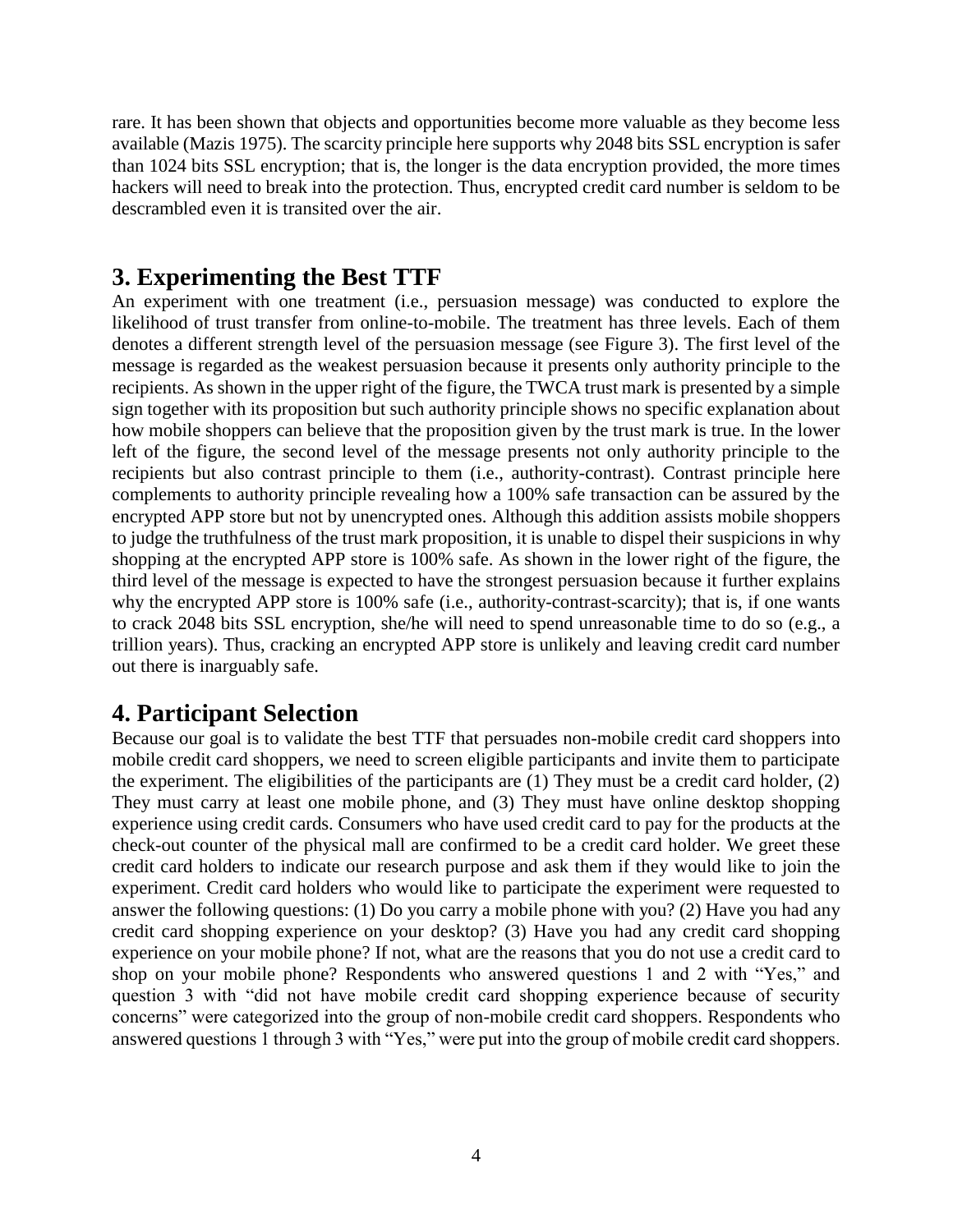rare. It has been shown that objects and opportunities become more valuable as they become less available (Mazis 1975). The scarcity principle here supports why 2048 bits SSL encryption is safer than 1024 bits SSL encryption; that is, the longer is the data encryption provided, the more times hackers will need to break into the protection. Thus, encrypted credit card number is seldom to be descrambled even it is transited over the air.

## 3. Experimenting the Best TTF

An experiment with one treatment (i.e., persuasion message) was conducted to explore the likelihood of trust transfer from online-to-mobile. The treatment has three levels. Each of them denotes a different strength level of the persuasion message (see Figure 3). The first level of the message is regarded as the weakest persuasion because it presents only authority principle to the recipients. As shown in the upper right of the figure, the TWCA trust mark is presented by a simple sign together with its proposition but such authority principle shows no specific explanation about how mobile shoppers can believe that the proposition given by the trust mark is true. In the lower left of the figure, the second level of the message presents not only authority principle to the recipients but also contrast principle to them (i.e., authority-contrast). Contrast principle here complements to authority principle revealing how a 100% safe transaction can be assured by the encrypted APP store but not by unencrypted ones. Although this addition assists mobile shoppers to judge the truthfulness of the trust mark proposition, it is unable to dispel their suspicions in why shopping at the encrypted APP store is 100% safe. As shown in the lower right of the figure, the third level of the message is expected to have the strongest persuasion because it further explains why the encrypted APP store is 100% safe (i.e., authority-contrast-scarcity); that is, if one wants to crack 2048 bits SSL encryption, she/he will need to spend unreasonable time to do so (e.g., a trillion years). Thus, cracking an encrypted APP store is unlikely and leaving credit card number out there is inarguably safe.

## 4. Participant Selection

Because our goal is to validate the best TTF that persuades non-mobile credit card shoppers into mobile credit card shoppers, we need to screen eligible participants and invite them to participate the experiment. The eligibilities of the participants are (1) They must be a credit card holder, (2) They must carry at least one mobile phone, and (3) They must have online desktop shopping experience using credit cards. Consumers who have used credit card to pay for the products at the check-out counter of the physical mall are confirmed to be a credit card holder. We greet these credit card holders to indicate our research purpose and ask them if they would like to join the experiment. Credit card holders who would like to participate the experiment were requested to answer the following questions: (1) Do you carry a mobile phone with you? (2) Have you had any credit card shopping experience on your desktop? (3) Have you had any credit card shopping experience on your mobile phone? If not, what are the reasons that you do not use a credit card to shop on your mobile phone? Respondents who answered questions 1 and 2 with "Yes," and question 3 with "did not have mobile credit card shopping experience because of security concerns" were categorized into the group of non-mobile credit card shoppers. Respondents who answered questions 1 through 3 with "Yes," were put into the group of mobile credit card shoppers.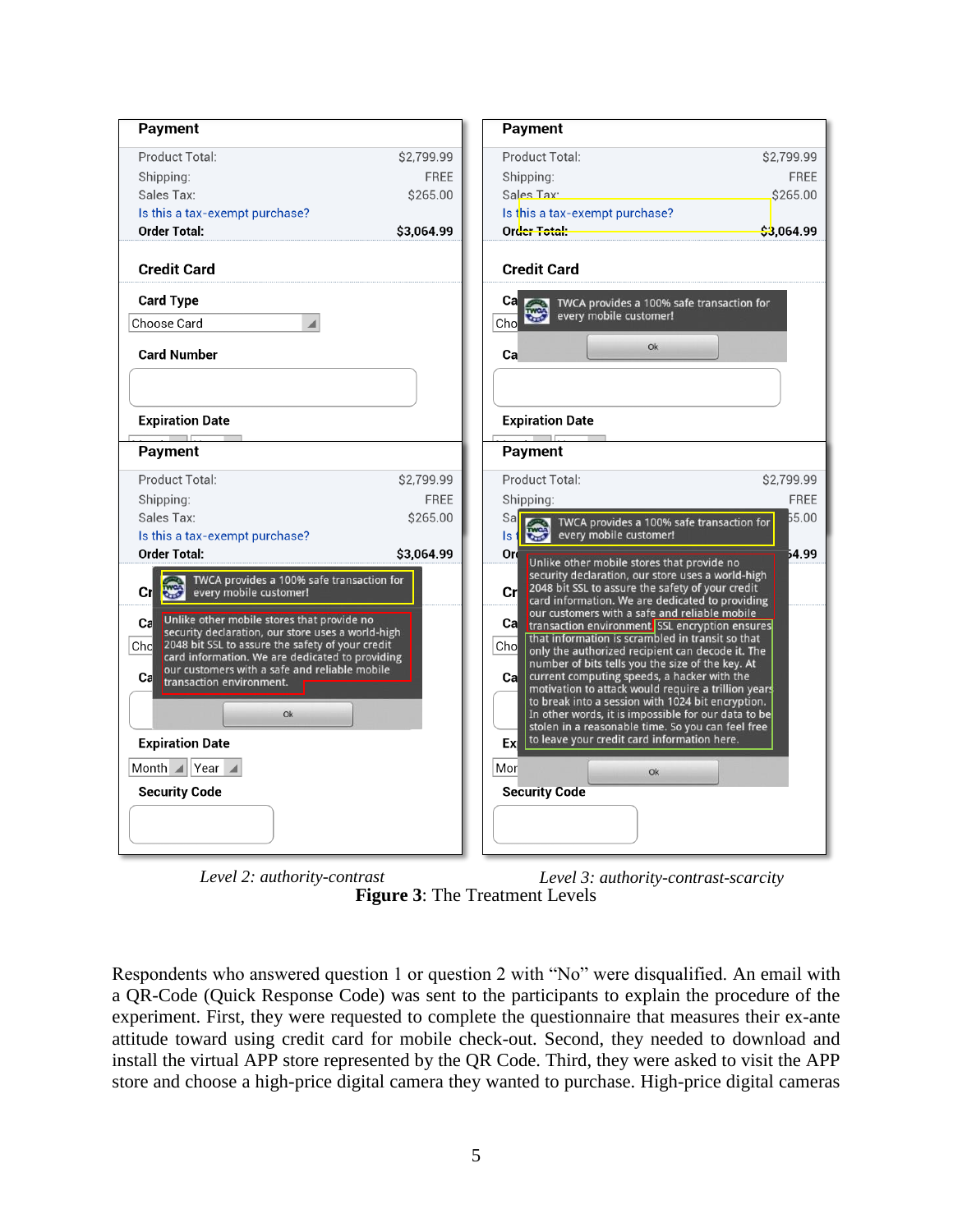*Level 2: authority-contrast* *Level 3: authority-contrast-scarcity*

**Figure 3**: The Treatment Levels

Respondents who answered question 1 or question 2 with "No" were disqualified. An email with a QR-Code (Quick Response Code) was sent to the participants to explain the procedure of the experiment. First, they were requested to complete the questionnaire that measures their ex-ante attitude toward using credit card for mobile check-out. Second, they needed to download and install the virtual APP store represented by the QR Code. Third, they were asked to visit the APP store and choose a high-price digital camera they wanted to purchase. High-price digital cameras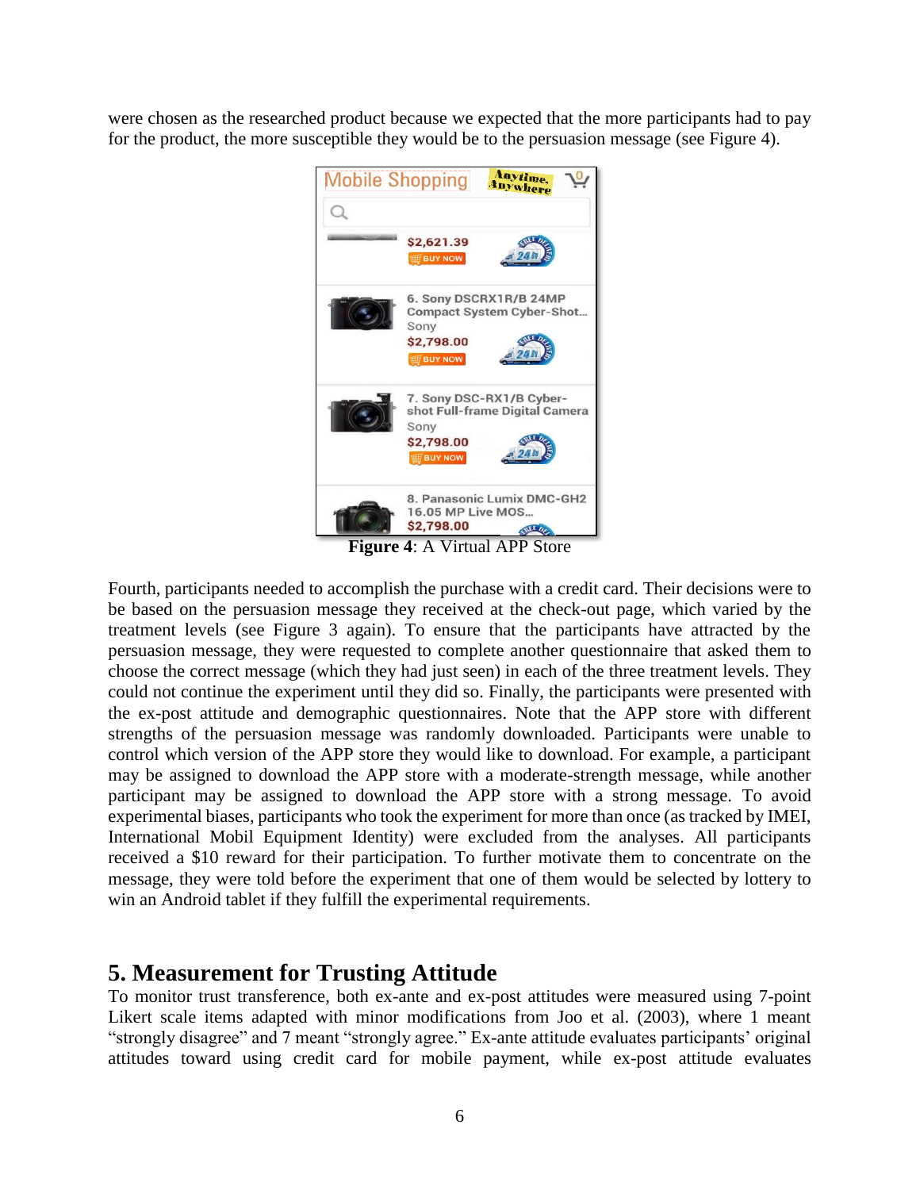were chosen as the researched product because we expected that the more participants had to pay for the product, the more susceptible they would be to the persuasion message (see Figure 4).

**Figure 4**: A Virtual APP Store

Fourth, participants needed to accomplish the purchase with a credit card. Their decisions were to be based on the persuasion message they received at the check-out page, which varied by the treatment levels (see Figure 3 again). To ensure that the participants have attracted by the persuasion message, they were requested to complete another questionnaire that asked them to choose the correct message (which they had just seen) in each of the three treatment levels. They could not continue the experiment until they did so. Finally, the participants were presented with the ex-post attitude and demographic questionnaires. Note that the APP store with different strengths of the persuasion message was randomly downloaded. Participants were unable to control which version of the APP store they would like to download. For example, a participant may be assigned to download the APP store with a moderate-strength message, while another participant may be assigned to download the APP store with a strong message. To avoid experimental biases, participants who took the experiment for more than once (as tracked by IMEI, International Mobil Equipment Identity) were excluded from the analyses. All participants received a $10 reward for their participation. To further motivate them to concentrate on the message, they were told before the experiment that one of them would be selected by lottery to win an Android tablet if they fulfill the experimental requirements.

## 5. Measurement for Trusting Attitude

To monitor trust transference, both ex-ante and ex-post attitudes were measured using 7-point Likert scale items adapted with minor modifications from Joo et al. (2003), where 1 meant "strongly disagree" and 7 meant "strongly agree." Ex-ante attitude evaluates participants' original attitudes toward using credit card for mobile payment, while ex-post attitude evaluates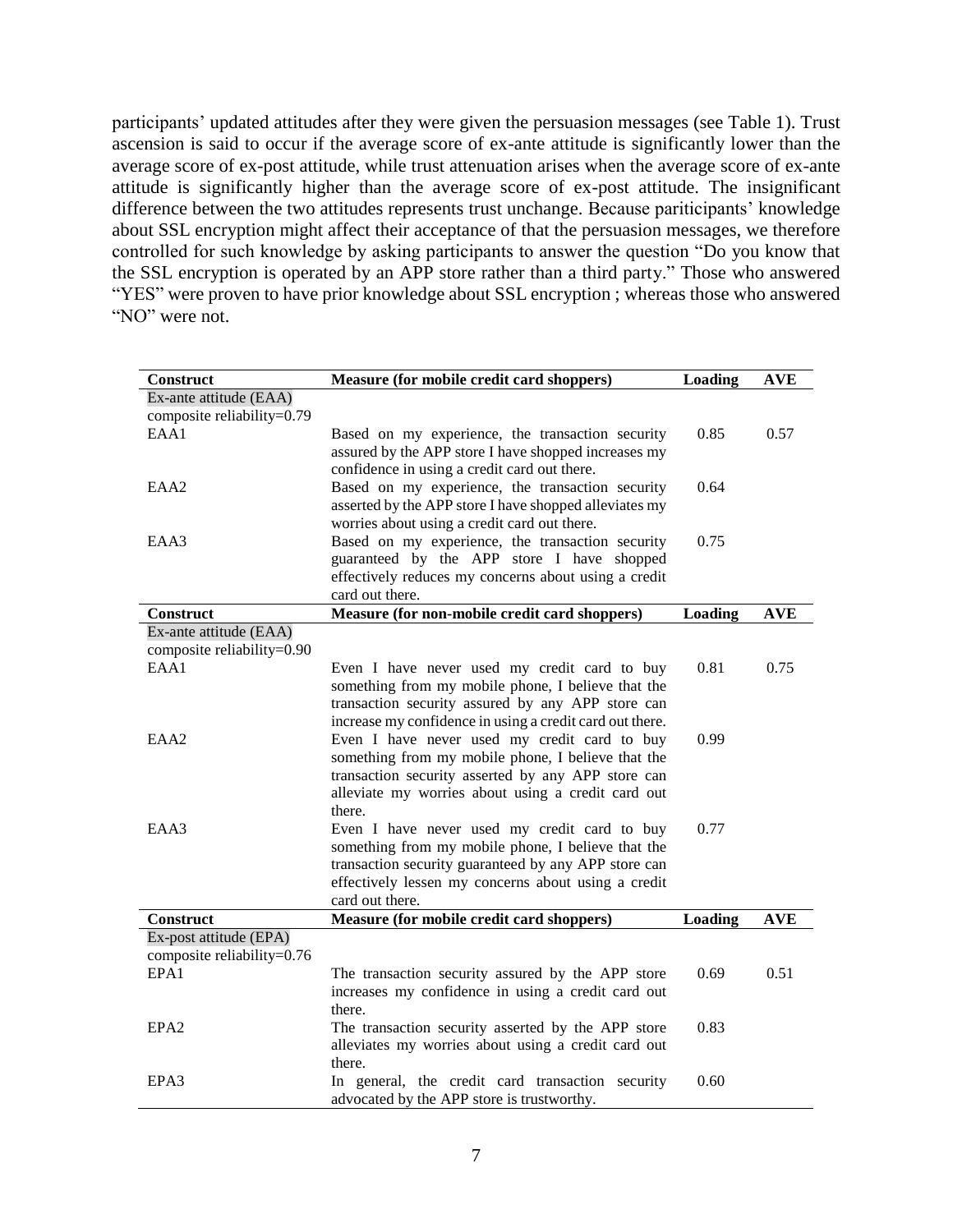participants' updated attitudes after they were given the persuasion messages (see Table 1). Trust ascension is said to occur if the average score of ex-ante attitude is significantly lower than the average score of ex-post attitude, while trust attenuation arises when the average score of ex-ante attitude is significantly higher than the average score of ex-post attitude. The insignificant difference between the two attitudes represents trust unchange. Because pariticipants' knowledge about SSL encryption might affect their acceptance of that the persuasion messages, we therefore controlled for such knowledge by asking participants to answer the question "Do you know that the SSL encryption is operated by an APP store rather than a third party." Those who answered "YES" were proven to have prior knowledge about SSL encryption ; whereas those who answered "NO" were not.

| Construct | Measure (for mobile credit card shoppers) | Loading | AVE |
|---|---|---|---|
| Ex-ante attitude (EAA) composite reliability=0.79 | | | |
| EAA1 | Based on my experience, the transaction security assured by the APP store I have shopped increases my confidence in using a credit card out there. | 0.85 | 0.57 |
| EAA2 | Based on my experience, the transaction security asserted by the APP store I have shopped alleviates my worries about using a credit card out there. | 0.64 | |
| EAA3 | Based on my experience, the transaction security guaranteed by the APP store I have shopped effectively reduces my concerns about using a credit card out there. | 0.75 | |
| **Construct** | **Measure (for non-mobile credit card shoppers)** | **Loading** | **AVE** |
| Ex-ante attitude (EAA) composite reliability=0.90 | | | |
| EAA1 | Even I have never used my credit card to buy something from my mobile phone, I believe that the transaction security assured by any APP store can increase my confidence in using a credit card out there. | 0.81 | 0.75 |
| EAA2 | Even I have never used my credit card to buy something from my mobile phone, I believe that the transaction security asserted by any APP store can alleviate my worries about using a credit card out there. | 0.99 | |
| EAA3 | Even I have never used my credit card to buy something from my mobile phone, I believe that the transaction security guaranteed by any APP store can effectively lessen my concerns about using a credit card out there. | 0.77 | |
| **Construct** | **Measure (for mobile credit card shoppers)** | **Loading** | **AVE** |
| Ex-post attitude (EPA) composite reliability=0.76 | | | |
| EPA1 | The transaction security assured by the APP store increases my confidence in using a credit card out there. | 0.69 | 0.51 |
| EPA2 | The transaction security asserted by the APP store alleviates my worries about using a credit card out there. | 0.83 | |
| EPA3 | In general, the credit card transaction security advocated by the APP store is trustworthy. | 0.60 | |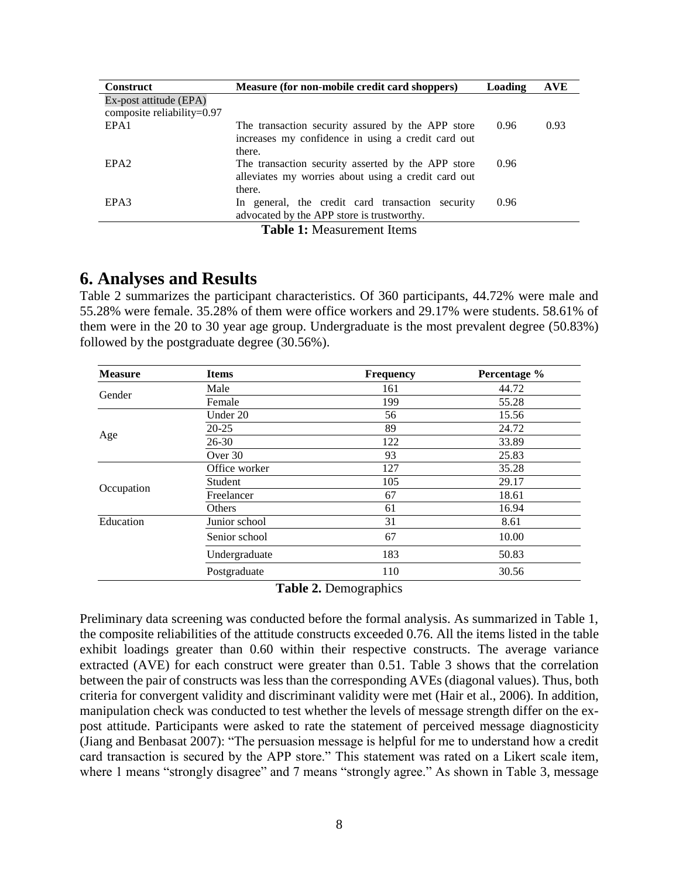| Construct | Measure (for non-mobile credit card shoppers) | Loading | AVE |
|---|---|---|---|
| Ex-post attitude (EPA) composite reliability=0.97 | | | |
| EPA1 | The transaction security assured by the APP store increases my confidence in using a credit card out there. | 0.96 | 0.93 |
| EPA2 | The transaction security asserted by the APP store alleviates my worries about using a credit card out there. | 0.96 | |
| EPA3 | In general, the credit card transaction security advocated by the APP store is trustworthy. | 0.96 | |

**Table 1:** Measurement Items

# 6. Analyses and Results

Table 2 summarizes the participant characteristics. Of 360 participants, 44.72% were male and 55.28% were female. 35.28% of them were office workers and 29.17% were students. 58.61% of them were in the 20 to 30 year age group. Undergraduate is the most prevalent degree (50.83%) followed by the postgraduate degree (30.56%).

| Measure | Items | Frequency | Percentage % |
|---|---|---|---|
| Gender | Male | 161 | 44.72 |
| | Female | 199 | 55.28 |
| Age | Under 20 | 56 | 15.56 |
| | 20-25 | 89 | 24.72 |
| | 26-30 | 122 | 33.89 |
| | Over 30 | 93 | 25.83 |
| Occupation | Office worker | 127 | 35.28 |
| | Student | 105 | 29.17 |
| | Freelancer | 67 | 18.61 |
| | Others | 61 | 16.94 |
| Education | Junior school | 31 | 8.61 |
| | Senior school | 67 | 10.00 |
| | Undergraduate | 183 | 50.83 |
| | Postgraduate | 110 | 30.56 |

**Table 2.** Demographics

Preliminary data screening was conducted before the formal analysis. As summarized in Table 1, the composite reliabilities of the attitude constructs exceeded 0.76. All the items listed in the table exhibit loadings greater than 0.60 within their respective constructs. The average variance extracted (AVE) for each construct were greater than 0.51. Table 3 shows that the correlation between the pair of constructs was less than the corresponding AVEs (diagonal values). Thus, both criteria for convergent validity and discriminant validity were met (Hair et al., 2006). In addition, manipulation check was conducted to test whether the levels of message strength differ on the ex-post attitude. Participants were asked to rate the statement of perceived message diagnosticity (Jiang and Benbasat 2007): "The persuasion message is helpful for me to understand how a credit card transaction is secured by the APP store." This statement was rated on a Likert scale item, where 1 means "strongly disagree" and 7 means "strongly agree." As shown in Table 3, message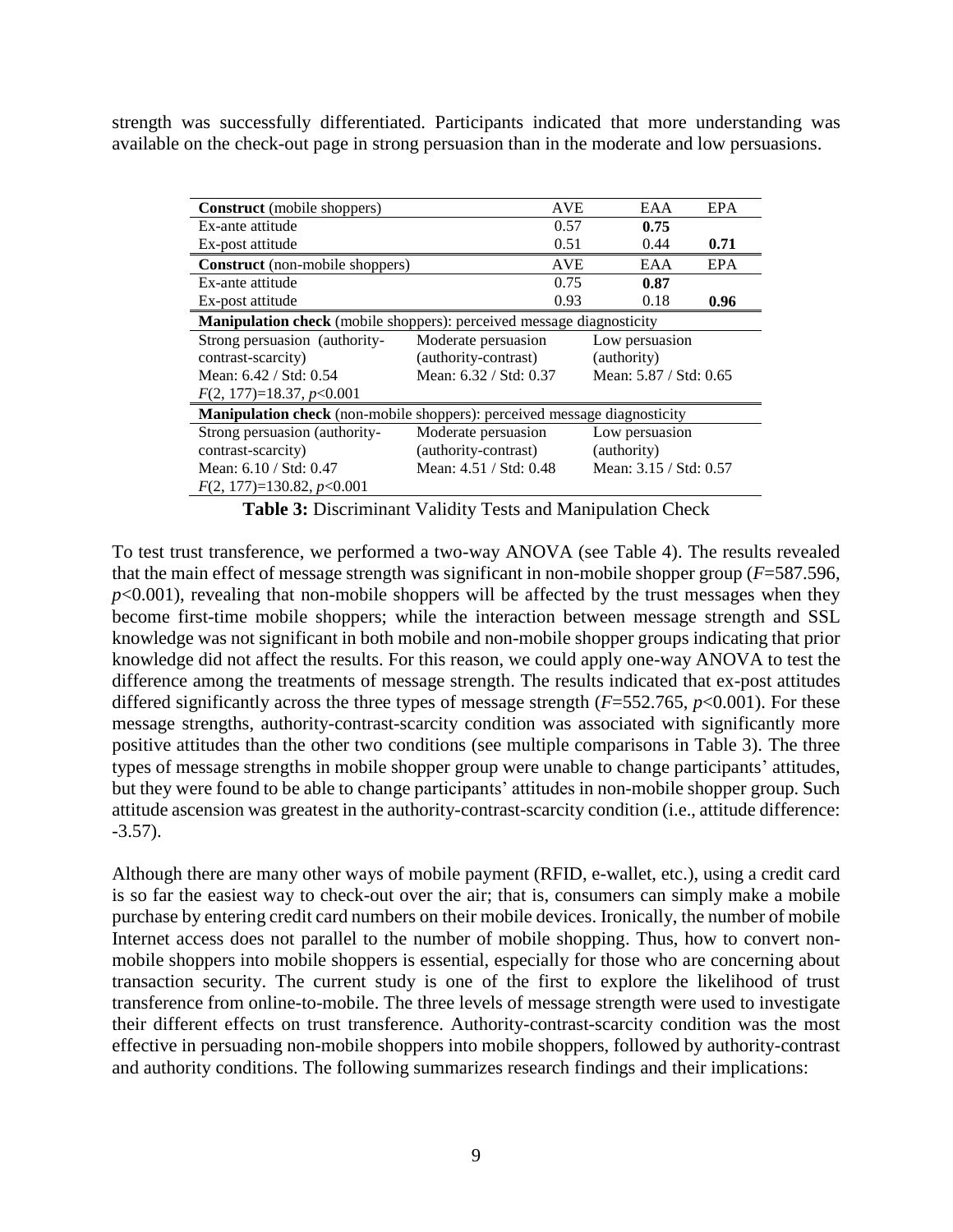strength was successfully differentiated. Participants indicated that more understanding was available on the check-out page in strong persuasion than in the moderate and low persuasions.

| **Construct** (mobile shoppers) | | AVE | EAA | EPA |
|---|---|---|---|---|
| Ex-ante attitude | | 0.57 | **0.75** | |
| Ex-post attitude | | 0.51 | 0.44 | **0.71** |
| **Construct** (non-mobile shoppers) | | AVE | EAA | EPA |
| Ex-ante attitude | | 0.75 | **0.87** | |
| Ex-post attitude | | 0.93 | 0.18 | **0.96** |
| **Manipulation check** (mobile shoppers): perceived message diagnosticity | | | | |
| Strong persuasion (authority-contrast-scarcity) | Moderate persuasion (authority-contrast) | Low persuasion (authority) | | |
| Mean: 6.42 / Std: 0.54 | Mean: 6.32 / Std: 0.37 | Mean: 5.87 / Std: 0.65 | | |
| $F(2, 177)=18.37$, $p<0.001$ | | | | |
| **Manipulation check** (non-mobile shoppers): perceived message diagnosticity | | | | |
| Strong persuasion (authority-contrast-scarcity) | Moderate persuasion (authority-contrast) | Low persuasion (authority) | | |
| Mean: 6.10 / Std: 0.47 | Mean: 4.51 / Std: 0.48 | Mean: 3.15 / Std: 0.57 | | |
| $F(2, 177)=130.82$, $p<0.001$ | | | | |

**Table 3:** Discriminant Validity Tests and Manipulation Check

To test trust transference, we performed a two-way ANOVA (see Table 4). The results revealed that the main effect of message strength was significant in non-mobile shopper group ($F$=587.596, $p$<0.001), revealing that non-mobile shoppers will be affected by the trust messages when they become first-time mobile shoppers; while the interaction between message strength and SSL knowledge was not significant in both mobile and non-mobile shopper groups indicating that prior knowledge did not affect the results. For this reason, we could apply one-way ANOVA to test the difference among the treatments of message strength. The results indicated that ex-post attitudes differed significantly across the three types of message strength ($F$=552.765, $p$<0.001). For these message strengths, authority-contrast-scarcity condition was associated with significantly more positive attitudes than the other two conditions (see multiple comparisons in Table 3). The three types of message strengths in mobile shopper group were unable to change participants' attitudes, but they were found to be able to change participants' attitudes in non-mobile shopper group. Such attitude ascension was greatest in the authority-contrast-scarcity condition (i.e., attitude difference: -3.57).

Although there are many other ways of mobile payment (RFID, e-wallet, etc.), using a credit card is so far the easiest way to check-out over the air; that is, consumers can simply make a mobile purchase by entering credit card numbers on their mobile devices. Ironically, the number of mobile Internet access does not parallel to the number of mobile shopping. Thus, how to convert non-mobile shoppers into mobile shoppers is essential, especially for those who are concerning about transaction security. The current study is one of the first to explore the likelihood of trust transference from online-to-mobile. The three levels of message strength were used to investigate their different effects on trust transference. Authority-contrast-scarcity condition was the most effective in persuading non-mobile shoppers into mobile shoppers, followed by authority-contrast and authority conditions. The following summarizes research findings and their implications: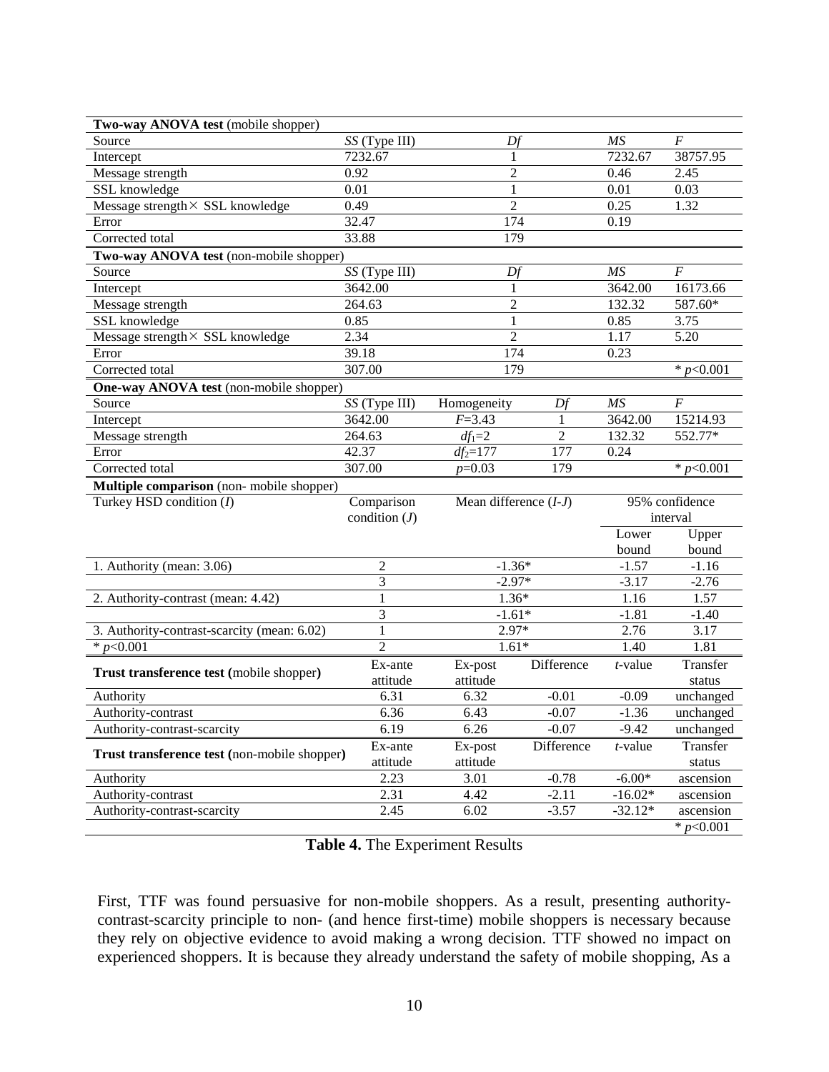| **Two-way ANOVA test** (mobile shopper) | | | | |
|---|---|---|---|---|
| Source | *SS* (Type III) | *Df* | *MS* | *F* |
| Intercept | 7232.67 | 1 | 7232.67 | 38757.95 |
| Message strength | 0.92 | 2 | 0.46 | 2.45 |
| SSL knowledge | 0.01 | 1 | 0.01 | 0.03 |
| Message strength × SSL knowledge | 0.49 | 2 | 0.25 | 1.32 |
| Error | 32.47 | 174 | 0.19 | |
| Corrected total | 33.88 | 179 | | |

| **Two-way ANOVA test** (non-mobile shopper) | | | | |
|---|---|---|---|---|
| Source | *SS* (Type III) | *Df* | *MS* | *F* |
| Intercept | 3642.00 | 1 | 3642.00 | 16173.66 |
| Message strength | 264.63 | 2 | 132.32 | 587.60* |
| SSL knowledge | 0.85 | 1 | 0.85 | 3.75 |
| Message strength × SSL knowledge | 2.34 | 2 | 1.17 | 5.20 |
| Error | 39.18 | 174 | 0.23 | |
| Corrected total | 307.00 | 179 | | * $p<0.001$ |

| **One-way ANOVA test** (non-mobile shopper) | | | | | |
|---|---|---|---|---|---|
| Source | *SS* (Type III) | Homogeneity | *Df* | *MS* | *F* |
| Intercept | 3642.00 | $F=3.43$ | 1 | 3642.00 | 15214.93 |
| Message strength | 264.63 | $df_1=2$ | 2 | 132.32 | 552.77* |
| Error | 42.37 | $df_2=177$ | 177 | 0.24 | |
| Corrected total | 307.00 | $p=0.03$ | 179 | | * $p<0.001$ |

| **Multiple comparison** (non- mobile shopper) | | | | |
|---|---|---|---|---|
| Turkey HSD condition (*I*) | Comparison condition (*J*) | Mean difference (*I-J*) | 95% confidence interval | |
| | | | Lower bound | Upper bound |
| 1. Authority (mean: 3.06) | 2 | -1.36* | -1.57 | -1.16 |
| | 3 | -2.97* | -3.17 | -2.76 |
| 2. Authority-contrast (mean: 4.42) | 1 | 1.36* | 1.16 | 1.57 |
| | 3 | -1.61* | -1.81 | -1.40 |
| 3. Authority-contrast-scarcity (mean: 6.02) | 1 | 2.97* | 2.76 | 3.17 |
| * $p<0.001$ | 2 | 1.61* | 1.40 | 1.81 |

| **Trust transference test (**mobile shopper**)** | Ex-ante attitude | Ex-post attitude | Difference | *t*-value | Transfer status |
|---|---|---|---|---|---|
| Authority | 6.31 | 6.32 | -0.01 | -0.09 | unchanged |
| Authority-contrast | 6.36 | 6.43 | -0.07 | -1.36 | unchanged |
| Authority-contrast-scarcity | 6.19 | 6.26 | -0.07 | -9.42 | unchanged |

| **Trust transference test (**non-mobile shopper**)** | Ex-ante attitude | Ex-post attitude | Difference | *t*-value | Transfer status |
|---|---|---|---|---|---|
| Authority | 2.23 | 3.01 | -0.78 | -6.00* | ascension |
| Authority-contrast | 2.31 | 4.42 | -2.11 | -16.02* | ascension |
| Authority-contrast-scarcity | 2.45 | 6.02 | -3.57 | -32.12* | ascension |
| | | | | | * $p<0.001$ |

**Table 4.** The Experiment Results

First, TTF was found persuasive for non-mobile shoppers. As a result, presenting authority-contrast-scarcity principle to non- (and hence first-time) mobile shoppers is necessary because they rely on objective evidence to avoid making a wrong decision. TTF showed no impact on experienced shoppers. It is because they already understand the safety of mobile shopping, As a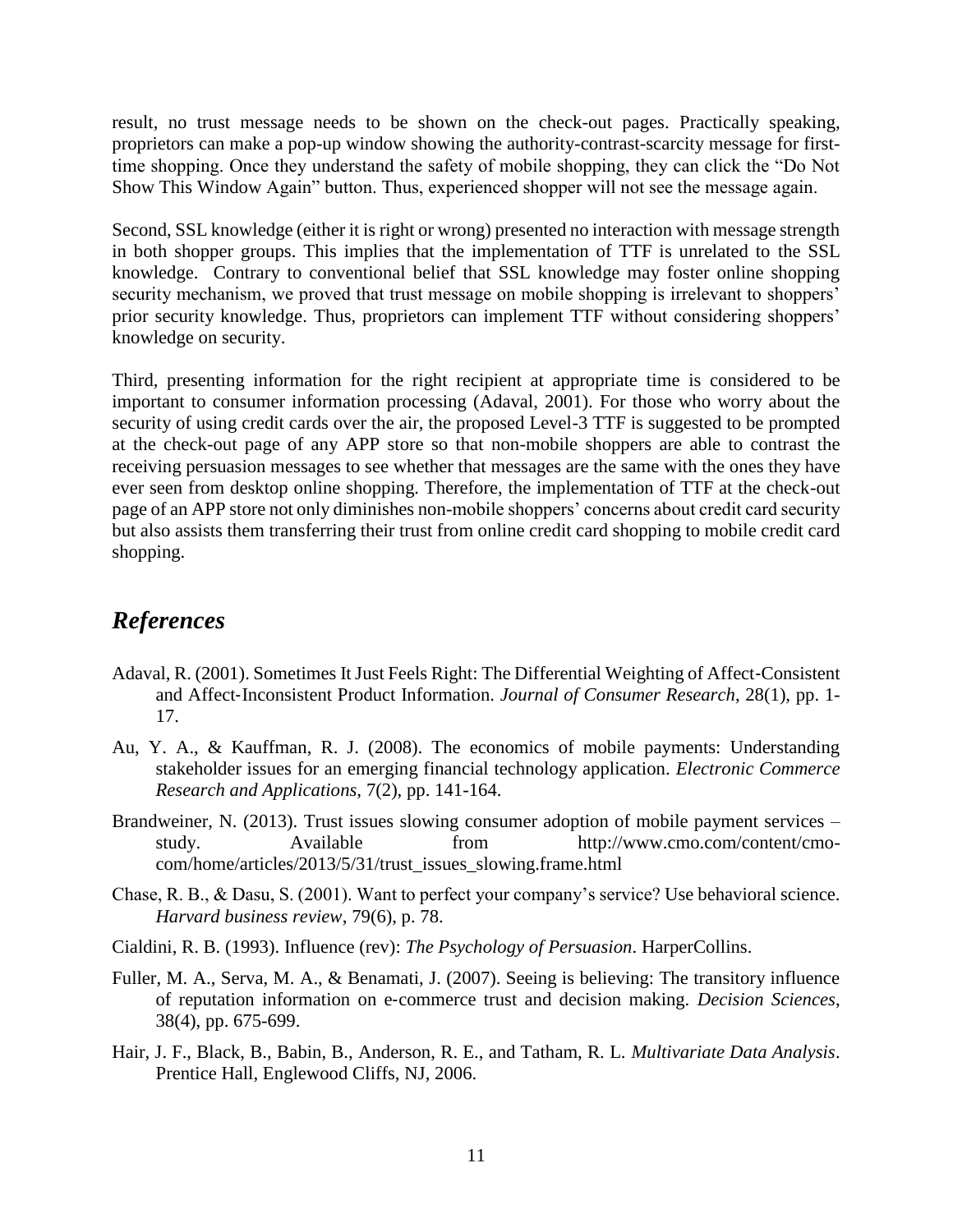result, no trust message needs to be shown on the check-out pages. Practically speaking, proprietors can make a pop-up window showing the authority-contrast-scarcity message for first-time shopping. Once they understand the safety of mobile shopping, they can click the "Do Not Show This Window Again" button. Thus, experienced shopper will not see the message again.

Second, SSL knowledge (either it is right or wrong) presented no interaction with message strength in both shopper groups. This implies that the implementation of TTF is unrelated to the SSL knowledge. Contrary to conventional belief that SSL knowledge may foster online shopping security mechanism, we proved that trust message on mobile shopping is irrelevant to shoppers' prior security knowledge. Thus, proprietors can implement TTF without considering shoppers' knowledge on security.

Third, presenting information for the right recipient at appropriate time is considered to be important to consumer information processing (Adaval, 2001). For those who worry about the security of using credit cards over the air, the proposed Level-3 TTF is suggested to be prompted at the check-out page of any APP store so that non-mobile shoppers are able to contrast the receiving persuasion messages to see whether that messages are the same with the ones they have ever seen from desktop online shopping. Therefore, the implementation of TTF at the check-out page of an APP store not only diminishes non-mobile shoppers' concerns about credit card security but also assists them transferring their trust from online credit card shopping to mobile credit card shopping.

## *References*

Adaval, R. (2001). Sometimes It Just Feels Right: The Differential Weighting of Affect-Consistent and Affect-Inconsistent Product Information. *Journal of Consumer Research*, 28(1), pp. 1-17.

Au, Y. A., & Kauffman, R. J. (2008). The economics of mobile payments: Understanding stakeholder issues for an emerging financial technology application. *Electronic Commerce Research and Applications,* 7(2), pp. 141-164.

Brandweiner, N. (2013). Trust issues slowing consumer adoption of mobile payment services – study. Available from http://www.cmo.com/content/cmo-com/home/articles/2013/5/31/trust_issues_slowing.frame.html

Chase, R. B., & Dasu, S. (2001). Want to perfect your company's service? Use behavioral science. *Harvard business review*, 79(6), p. 78.

Cialdini, R. B. (1993). Influence (rev): *The Psychology of Persuasion*. HarperCollins.

Fuller, M. A., Serva, M. A., & Benamati, J. (2007). Seeing is believing: The transitory influence of reputation information on e-commerce trust and decision making. *Decision Sciences*, 38(4), pp. 675-699.

Hair, J. F., Black, B., Babin, B., Anderson, R. E., and Tatham, R. L. *Multivariate Data Analysis*. Prentice Hall, Englewood Cliffs, NJ, 2006.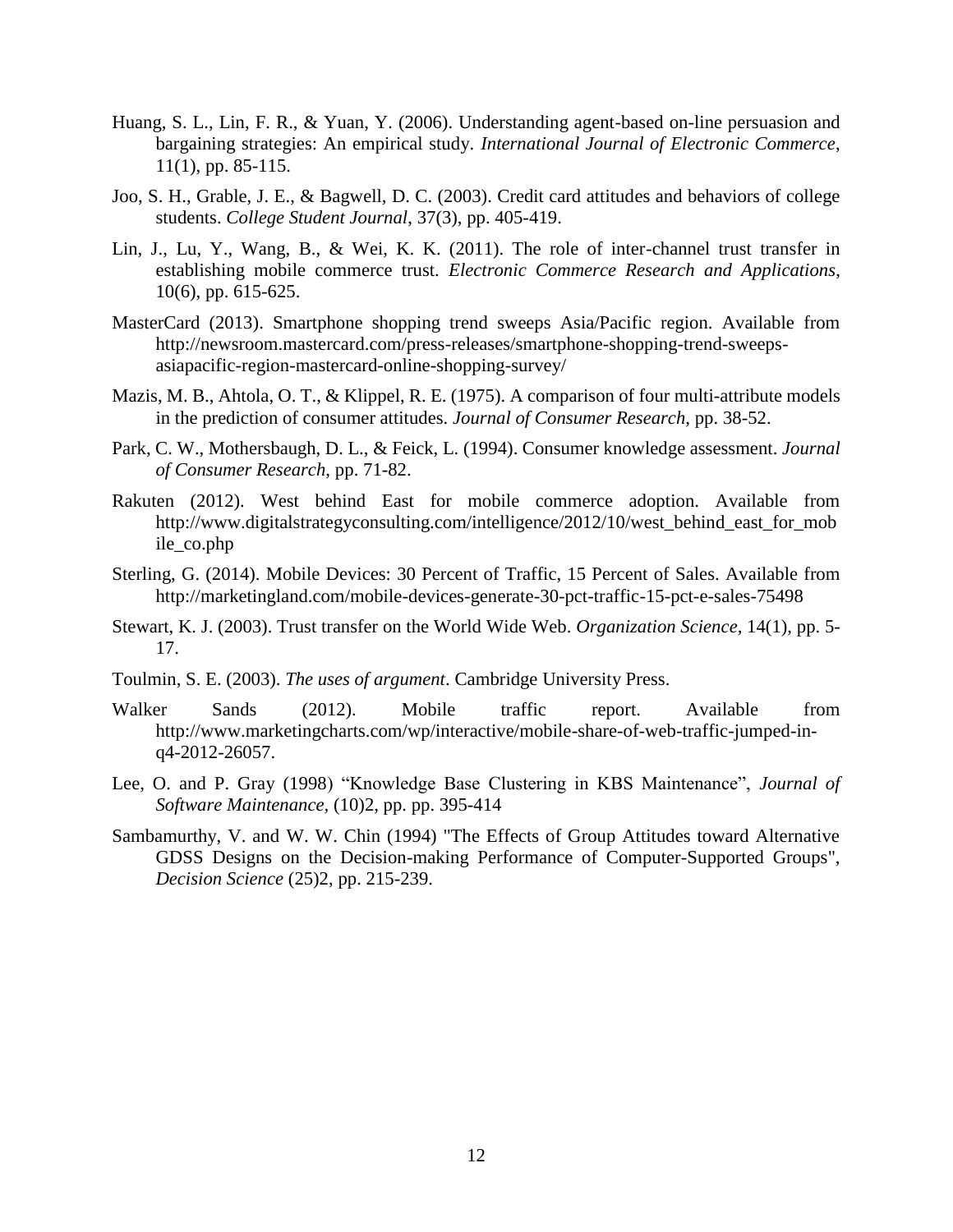Huang, S. L., Lin, F. R., & Yuan, Y. (2006). Understanding agent-based on-line persuasion and bargaining strategies: An empirical study. *International Journal of Electronic Commerce*, 11(1), pp. 85-115.

Joo, S. H., Grable, J. E., & Bagwell, D. C. (2003). Credit card attitudes and behaviors of college students. *College Student Journal*, 37(3), pp. 405-419.

Lin, J., Lu, Y., Wang, B., & Wei, K. K. (2011). The role of inter-channel trust transfer in establishing mobile commerce trust. *Electronic Commerce Research and Applications*, 10(6), pp. 615-625.

MasterCard (2013). Smartphone shopping trend sweeps Asia/Pacific region. Available from http://newsroom.mastercard.com/press-releases/smartphone-shopping-trend-sweeps-asiapacific-region-mastercard-online-shopping-survey/

Mazis, M. B., Ahtola, O. T., & Klippel, R. E. (1975). A comparison of four multi-attribute models in the prediction of consumer attitudes. *Journal of Consumer Research*, pp. 38-52.

Park, C. W., Mothersbaugh, D. L., & Feick, L. (1994). Consumer knowledge assessment. *Journal of Consumer Research*, pp. 71-82.

Rakuten (2012). West behind East for mobile commerce adoption. Available from http://www.digitalstrategyconsulting.com/intelligence/2012/10/west_behind_east_for_mobile_co.php

Sterling, G. (2014). Mobile Devices: 30 Percent of Traffic, 15 Percent of Sales. Available from http://marketingland.com/mobile-devices-generate-30-pct-traffic-15-pct-e-sales-75498

Stewart, K. J. (2003). Trust transfer on the World Wide Web. *Organization Science*, 14(1), pp. 5-17.

Toulmin, S. E. (2003). *The uses of argument*. Cambridge University Press.

Walker Sands (2012). Mobile traffic report. Available from http://www.marketingcharts.com/wp/interactive/mobile-share-of-web-traffic-jumped-in-q4-2012-26057.

Lee, O. and P. Gray (1998) “Knowledge Base Clustering in KBS Maintenance”, *Journal of Software Maintenance,* (10)2, pp. pp. 395-414

Sambamurthy, V. and W. W. Chin (1994) "The Effects of Group Attitudes toward Alternative GDSS Designs on the Decision-making Performance of Computer-Supported Groups", *Decision Science* (25)2, pp. 215-239.